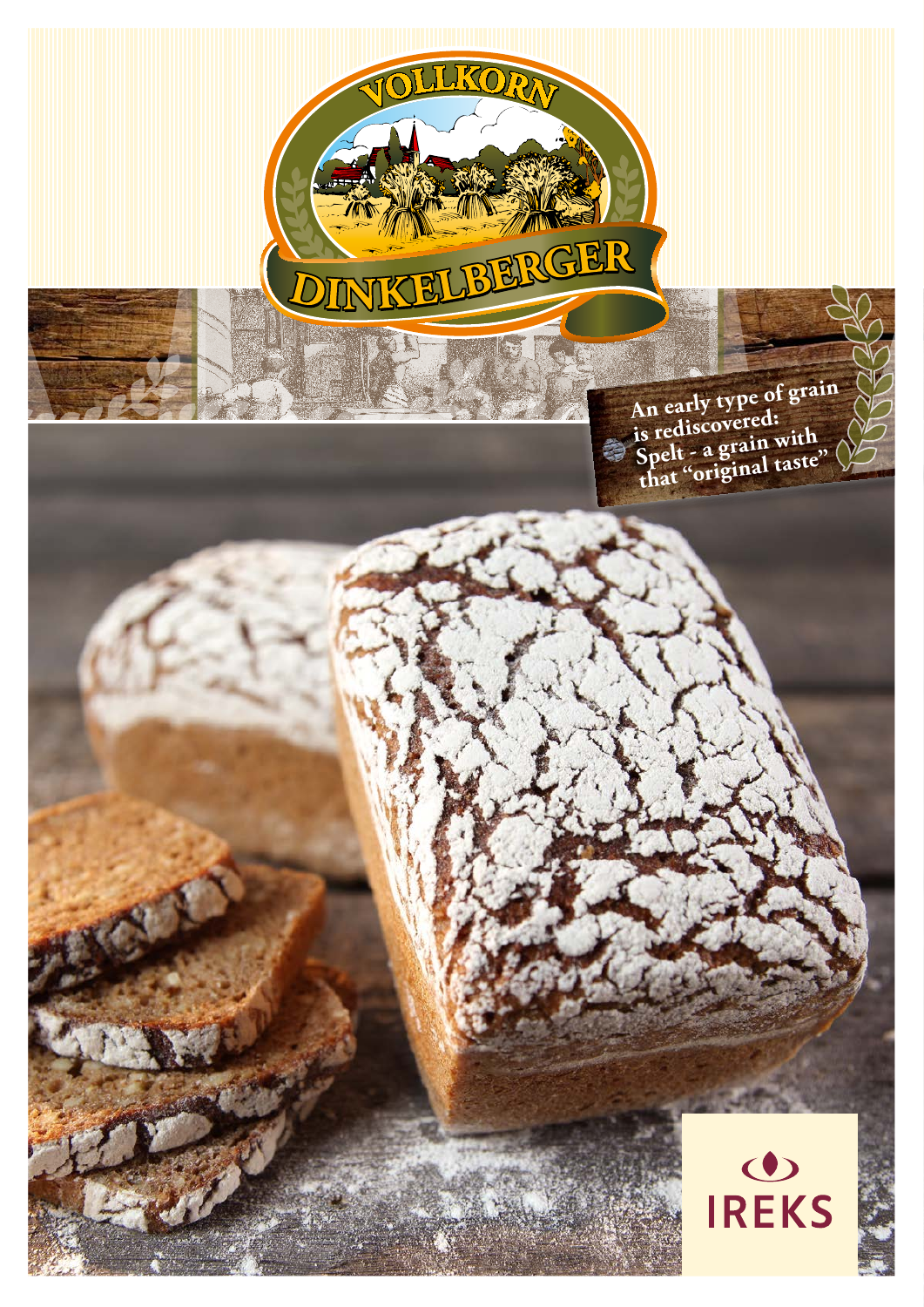# VOLLKORN DINKELBERGER

An early type of grain is rediscovered:
Spelt - a grain with that "original taste"

IREKS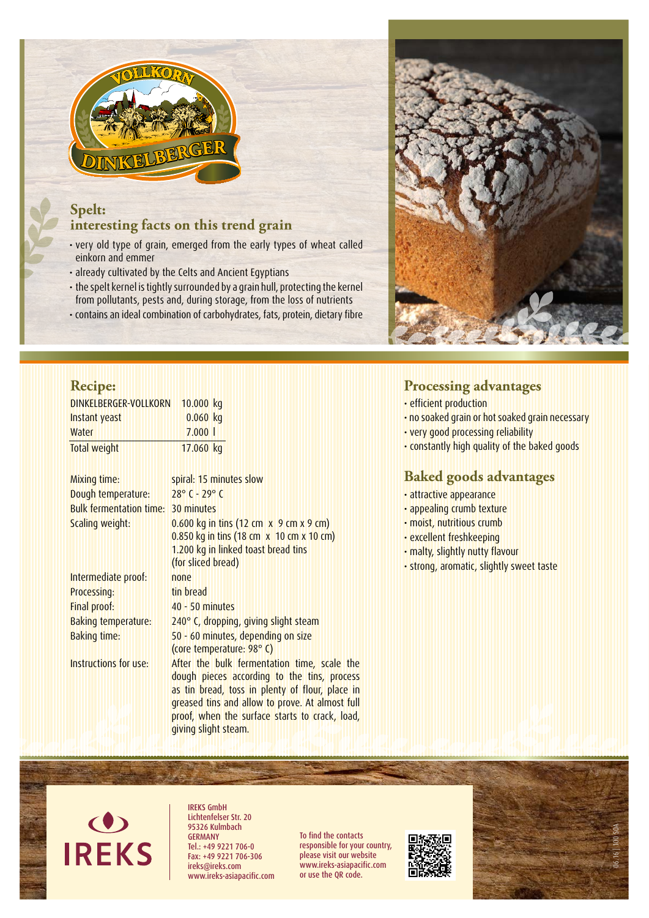VOLLKORN

DINKELBERGER

## Spelt: interesting facts on this trend grain

- very old type of grain, emerged from the early types of wheat called einkorn and emmer
- already cultivated by the Celts and Ancient Egyptians
- the spelt kernel is tightly surrounded by a grain hull, protecting the kernel from pollutants, pests and, during storage, from the loss of nutrients
- contains an ideal combination of carbohydrates, fats, protein, dietary fibre

## Recipe:

| | |
|---|---|
| DINKELBERGER-VOLLKORN | 10.000 kg |
| Instant yeast | 0.060 kg |
| Water | 7.000 l |
| Total weight | 17.060 kg |

| | |
|---|---|
| Mixing time: | spiral: 15 minutes slow |
| Dough temperature: | 28° C - 29° C |
| Bulk fermentation time: | 30 minutes |
| Scaling weight: | 0.600 kg in tins (12 cm x 9 cm x 9 cm)<br>0.850 kg in tins (18 cm x 10 cm x 10 cm)<br>1.200 kg in linked toast bread tins (for sliced bread) |
| Intermediate proof: | none |
| Processing: | tin bread |
| Final proof: | 40 - 50 minutes |
| Baking temperature: | 240° C, dropping, giving slight steam |
| Baking time: | 50 - 60 minutes, depending on size (core temperature: 98° C) |
| Instructions for use: | After the bulk fermentation time, scale the dough pieces according to the tins, process as tin bread, toss in plenty of flour, place in greased tins and allow to prove. At almost full proof, when the surface starts to crack, load, giving slight steam. |

## Processing advantages

- efficient production
- no soaked grain or hot soaked grain necessary
- very good processing reliability
- constantly high quality of the baked goods

## Baked goods advantages

- attractive appearance
- appealing crumb texture
- moist, nutritious crumb
- excellent freshkeeping
- malty, slightly nutty flavour
- strong, aromatic, slightly sweet taste

IREKS

IREKS GmbH
Lichtenfelser Str. 20
95326 Kulmbach
GERMANY
Tel.: +49 9221 706-0
Fax: +49 9221 706-306
ireks@ireks.com
www.ireks-asiapacific.com

To find the contacts responsible for your country, please visit our website www.ireks-asiapacific.com or use the QR code.

06.16 | 100 SOA